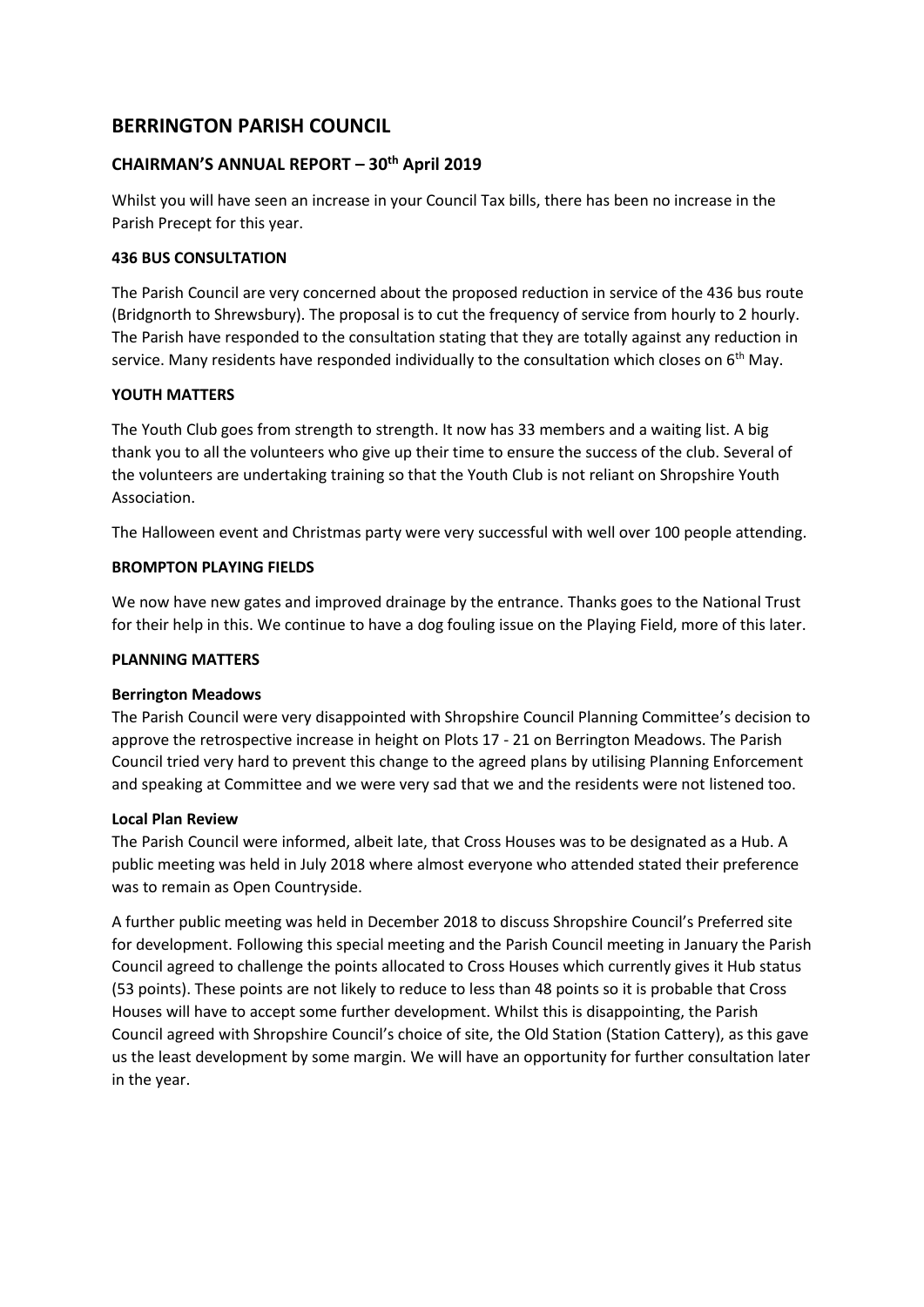# BERRINGTON PARISH COUNCIL

## CHAIRMAN'S ANNUAL REPORT – 30th April 2019

Whilst you will have seen an increase in your Council Tax bills, there has been no increase in the Parish Precept for this year.

### 436 BUS CONSULTATION

The Parish Council are very concerned about the proposed reduction in service of the 436 bus route (Bridgnorth to Shrewsbury). The proposal is to cut the frequency of service from hourly to 2 hourly. The Parish have responded to the consultation stating that they are totally against any reduction in service. Many residents have responded individually to the consultation which closes on 6th May.

### YOUTH MATTERS

The Youth Club goes from strength to strength. It now has 33 members and a waiting list. A big thank you to all the volunteers who give up their time to ensure the success of the club. Several of the volunteers are undertaking training so that the Youth Club is not reliant on Shropshire Youth Association.

The Halloween event and Christmas party were very successful with well over 100 people attending.

### BROMPTON PLAYING FIELDS

We now have new gates and improved drainage by the entrance. Thanks goes to the National Trust for their help in this. We continue to have a dog fouling issue on the Playing Field, more of this later.

### PLANNING MATTERS

**Berrington Meadows**

The Parish Council were very disappointed with Shropshire Council Planning Committee's decision to approve the retrospective increase in height on Plots 17 - 21 on Berrington Meadows. The Parish Council tried very hard to prevent this change to the agreed plans by utilising Planning Enforcement and speaking at Committee and we were very sad that we and the residents were not listened too.

**Local Plan Review**

The Parish Council were informed, albeit late, that Cross Houses was to be designated as a Hub. A public meeting was held in July 2018 where almost everyone who attended stated their preference was to remain as Open Countryside.

A further public meeting was held in December 2018 to discuss Shropshire Council's Preferred site for development. Following this special meeting and the Parish Council meeting in January the Parish Council agreed to challenge the points allocated to Cross Houses which currently gives it Hub status (53 points). These points are not likely to reduce to less than 48 points so it is probable that Cross Houses will have to accept some further development. Whilst this is disappointing, the Parish Council agreed with Shropshire Council's choice of site, the Old Station (Station Cattery), as this gave us the least development by some margin. We will have an opportunity for further consultation later in the year.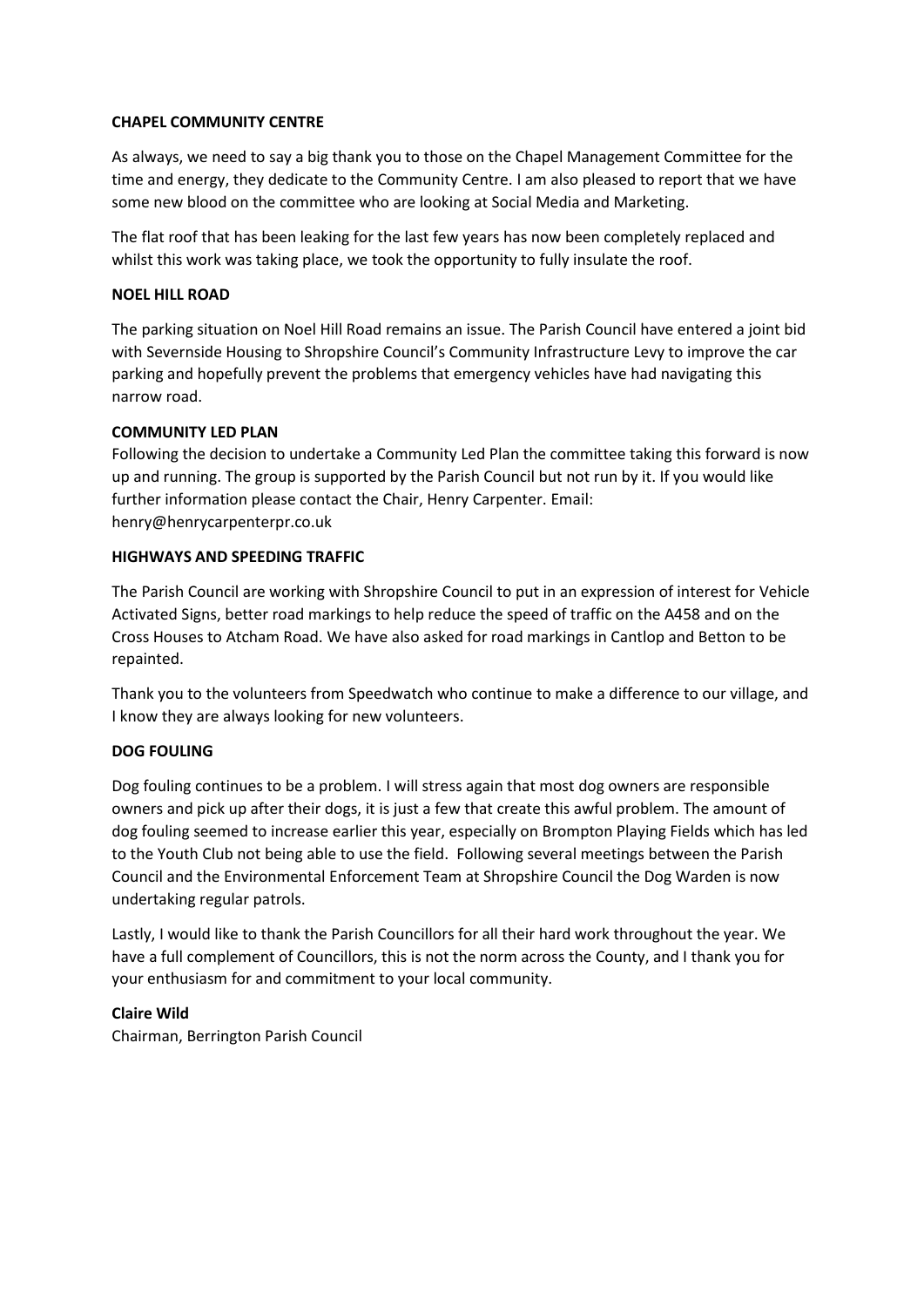**CHAPEL COMMUNITY CENTRE**

As always, we need to say a big thank you to those on the Chapel Management Committee for the time and energy, they dedicate to the Community Centre. I am also pleased to report that we have some new blood on the committee who are looking at Social Media and Marketing.

The flat roof that has been leaking for the last few years has now been completely replaced and whilst this work was taking place, we took the opportunity to fully insulate the roof.

**NOEL HILL ROAD**

The parking situation on Noel Hill Road remains an issue. The Parish Council have entered a joint bid with Severnside Housing to Shropshire Council's Community Infrastructure Levy to improve the car parking and hopefully prevent the problems that emergency vehicles have had navigating this narrow road.

**COMMUNITY LED PLAN**

Following the decision to undertake a Community Led Plan the committee taking this forward is now up and running. The group is supported by the Parish Council but not run by it. If you would like further information please contact the Chair, Henry Carpenter. Email: henry@henrycarpenterpr.co.uk

**HIGHWAYS AND SPEEDING TRAFFIC**

The Parish Council are working with Shropshire Council to put in an expression of interest for Vehicle Activated Signs, better road markings to help reduce the speed of traffic on the A458 and on the Cross Houses to Atcham Road. We have also asked for road markings in Cantlop and Betton to be repainted.

Thank you to the volunteers from Speedwatch who continue to make a difference to our village, and I know they are always looking for new volunteers.

**DOG FOULING**

Dog fouling continues to be a problem. I will stress again that most dog owners are responsible owners and pick up after their dogs, it is just a few that create this awful problem. The amount of dog fouling seemed to increase earlier this year, especially on Brompton Playing Fields which has led to the Youth Club not being able to use the field. Following several meetings between the Parish Council and the Environmental Enforcement Team at Shropshire Council the Dog Warden is now undertaking regular patrols.

Lastly, I would like to thank the Parish Councillors for all their hard work throughout the year. We have a full complement of Councillors, this is not the norm across the County, and I thank you for your enthusiasm for and commitment to your local community.

**Claire Wild**
Chairman, Berrington Parish Council